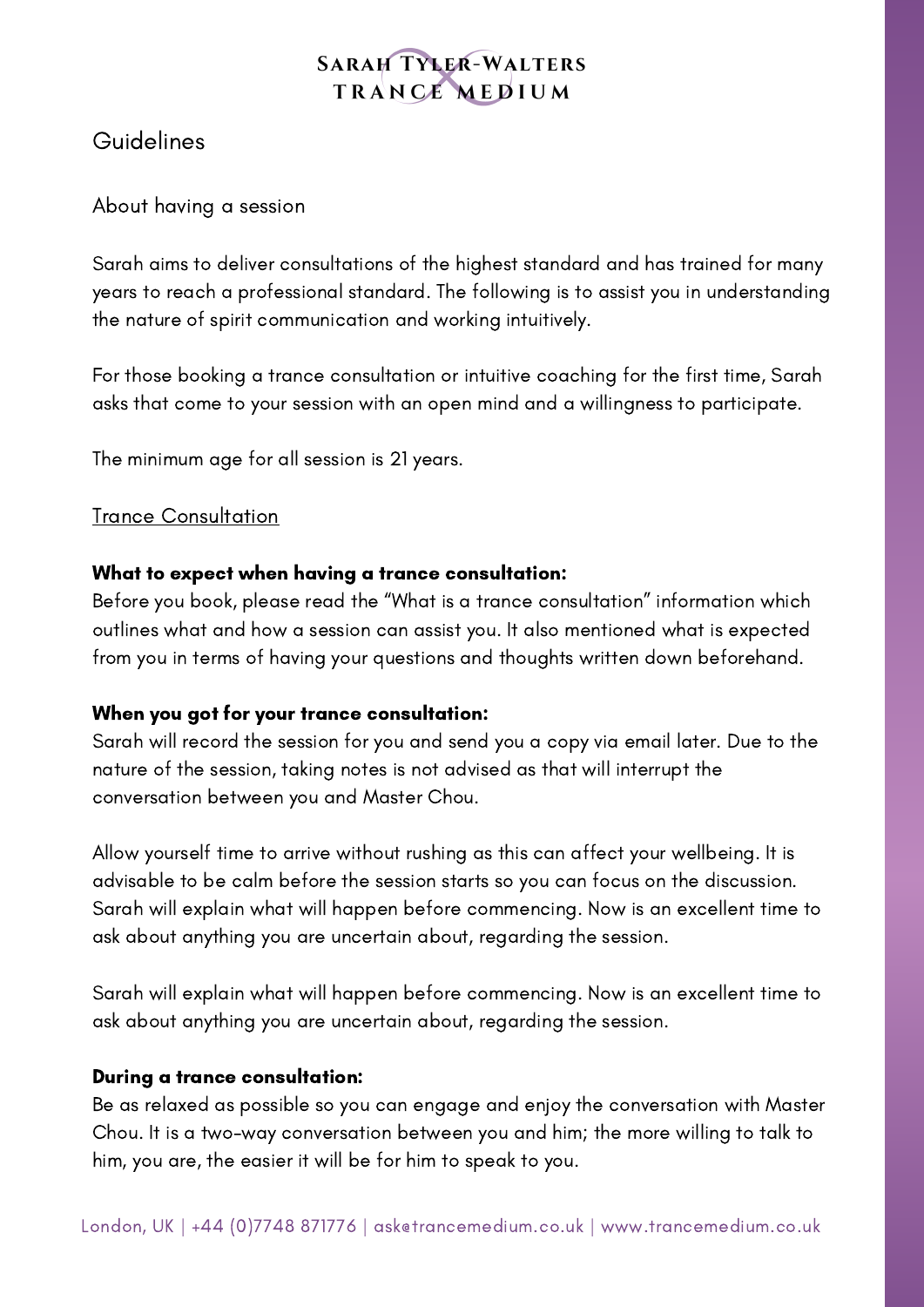# Sarah Tyler-Walters Trance Medium

## Guidelines

### About having a session

Sarah aims to deliver consultations of the highest standard and has trained for many years to reach a professional standard. The following is to assist you in understanding the nature of spirit communication and working intuitively.

For those booking a trance consultation or intuitive coaching for the first time, Sarah asks that come to your session with an open mind and a willingness to participate.

The minimum age for all session is 21 years.

### Trance Consultation

**What to expect when having a trance consultation:**
Before you book, please read the "What is a trance consultation" information which outlines what and how a session can assist you. It also mentioned what is expected from you in terms of having your questions and thoughts written down beforehand.

**When you got for your trance consultation:**
Sarah will record the session for you and send you a copy via email later. Due to the nature of the session, taking notes is not advised as that will interrupt the conversation between you and Master Chou.

Allow yourself time to arrive without rushing as this can affect your wellbeing. It is advisable to be calm before the session starts so you can focus on the discussion. Sarah will explain what will happen before commencing. Now is an excellent time to ask about anything you are uncertain about, regarding the session.

Sarah will explain what will happen before commencing. Now is an excellent time to ask about anything you are uncertain about, regarding the session.

**During a trance consultation:**
Be as relaxed as possible so you can engage and enjoy the conversation with Master Chou. It is a two-way conversation between you and him; the more willing to talk to him, you are, the easier it will be for him to speak to you.

London, UK | +44 (0)7748 871776 | ask@trancemedium.co.uk | www.trancemedium.co.uk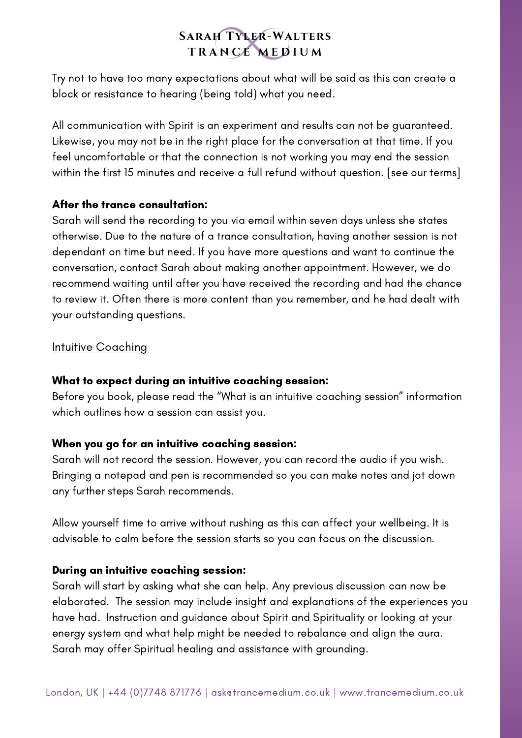Try not to have too many expectations about what will be said as this can create a block or resistance to hearing (being told) what you need.

All communication with Spirit is an experiment and results can not be guaranteed. Likewise, you may not be in the right place for the conversation at that time. If you feel uncomfortable or that the connection is not working you may end the session within the first 15 minutes and receive a full refund without question. [see our terms]

**After the trance consultation:**
Sarah will send the recording to you via email within seven days unless she states otherwise. Due to the nature of a trance consultation, having another session is not dependant on time but need. If you have more questions and want to continue the conversation, contact Sarah about making another appointment. However, we do recommend waiting until after you have received the recording and had the chance to review it. Often there is more content than you remember, and he had dealt with your outstanding questions.

## Intuitive Coaching

**What to expect during an intuitive coaching session:**
Before you book, please read the "What is an intuitive coaching session" information which outlines how a session can assist you.

**When you go for an intuitive coaching session:**
Sarah will not record the session. However, you can record the audio if you wish. Bringing a notepad and pen is recommended so you can make notes and jot down any further steps Sarah recommends.

Allow yourself time to arrive without rushing as this can affect your wellbeing. It is advisable to calm before the session starts so you can focus on the discussion.

**During an intuitive coaching session:**
Sarah will start by asking what she can help. Any previous discussion can now be elaborated. The session may include insight and explanations of the experiences you have had. Instruction and guidance about Spirit and Spirituality or looking at your energy system and what help might be needed to rebalance and align the aura. Sarah may offer Spiritual healing and assistance with grounding.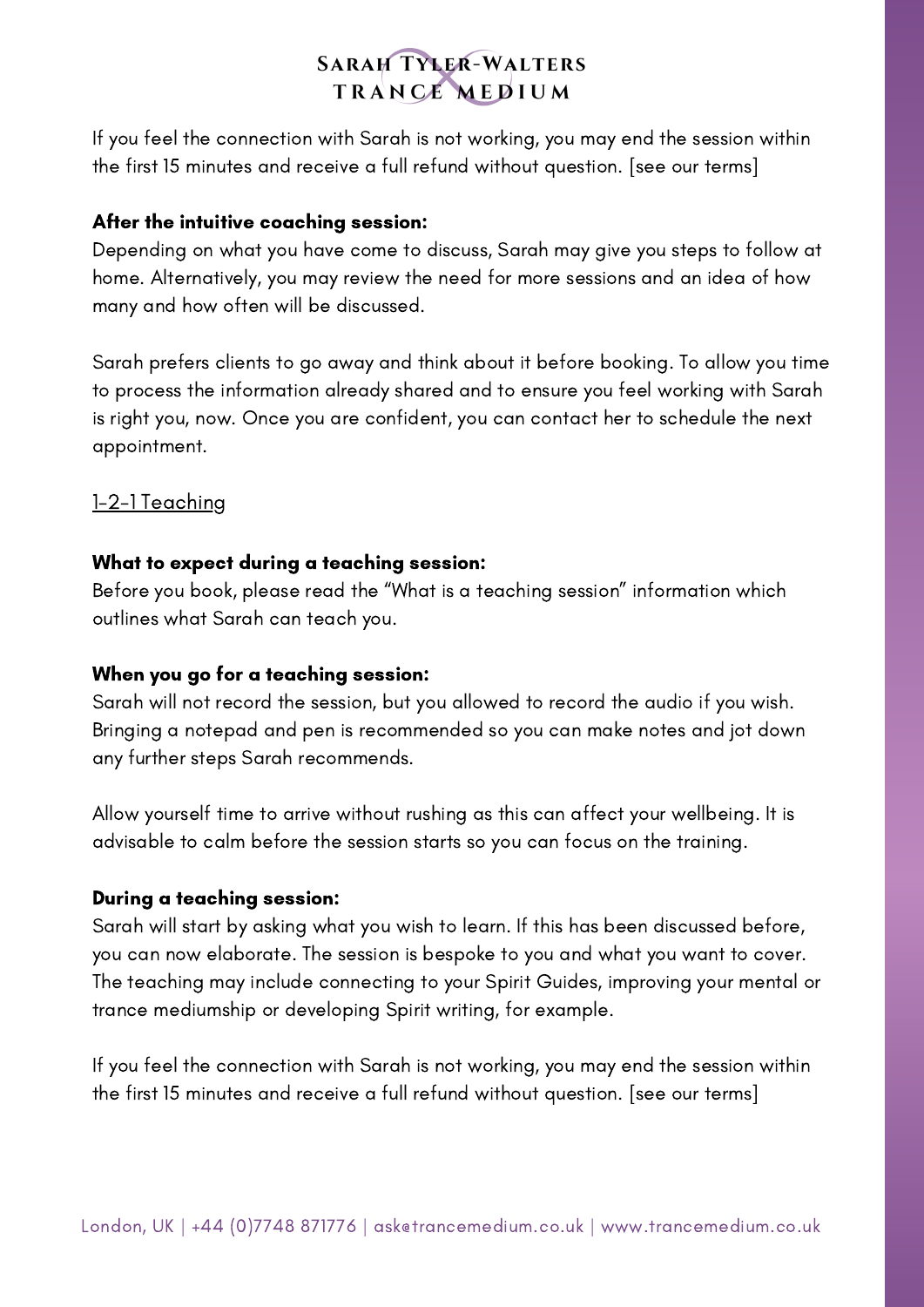If you feel the connection with Sarah is not working, you may end the session within the first 15 minutes and receive a full refund without question. [see our terms]

**After the intuitive coaching session:**
Depending on what you have come to discuss, Sarah may give you steps to follow at home. Alternatively, you may review the need for more sessions and an idea of how many and how often will be discussed.

Sarah prefers clients to go away and think about it before booking. To allow you time to process the information already shared and to ensure you feel working with Sarah is right you, now. Once you are confident, you can contact her to schedule the next appointment.

<u>1-2-1 Teaching</u>

**What to expect during a teaching session:**
Before you book, please read the "What is a teaching session" information which outlines what Sarah can teach you.

**When you go for a teaching session:**
Sarah will not record the session, but you allowed to record the audio if you wish. Bringing a notepad and pen is recommended so you can make notes and jot down any further steps Sarah recommends.

Allow yourself time to arrive without rushing as this can affect your wellbeing. It is advisable to calm before the session starts so you can focus on the training.

**During a teaching session:**
Sarah will start by asking what you wish to learn. If this has been discussed before, you can now elaborate. The session is bespoke to you and what you want to cover. The teaching may include connecting to your Spirit Guides, improving your mental or trance mediumship or developing Spirit writing, for example.

If you feel the connection with Sarah is not working, you may end the session within the first 15 minutes and receive a full refund without question. [see our terms]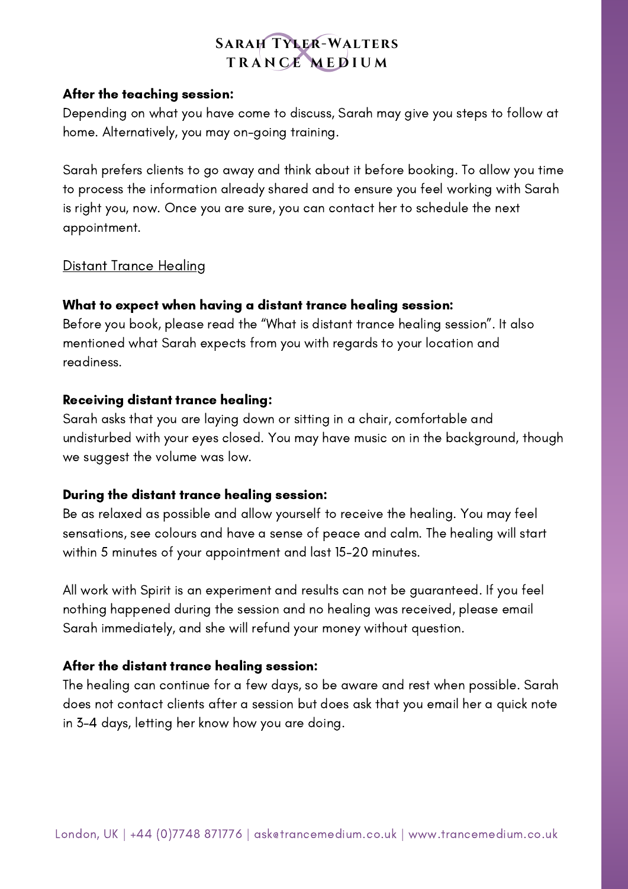**After the teaching session:**
Depending on what you have come to discuss, Sarah may give you steps to follow at home. Alternatively, you may on-going training.

Sarah prefers clients to go away and think about it before booking. To allow you time to process the information already shared and to ensure you feel working with Sarah is right you, now. Once you are sure, you can contact her to schedule the next appointment.

<u>Distant Trance Healing</u>

**What to expect when having a distant trance healing session:**
Before you book, please read the "What is distant trance healing session". It also mentioned what Sarah expects from you with regards to your location and readiness.

**Receiving distant trance healing:**
Sarah asks that you are laying down or sitting in a chair, comfortable and undisturbed with your eyes closed. You may have music on in the background, though we suggest the volume was low.

**During the distant trance healing session:**
Be as relaxed as possible and allow yourself to receive the healing. You may feel sensations, see colours and have a sense of peace and calm. The healing will start within 5 minutes of your appointment and last 15-20 minutes.

All work with Spirit is an experiment and results can not be guaranteed. If you feel nothing happened during the session and no healing was received, please email Sarah immediately, and she will refund your money without question.

**After the distant trance healing session:**
The healing can continue for a few days, so be aware and rest when possible. Sarah does not contact clients after a session but does ask that you email her a quick note in 3-4 days, letting her know how you are doing.